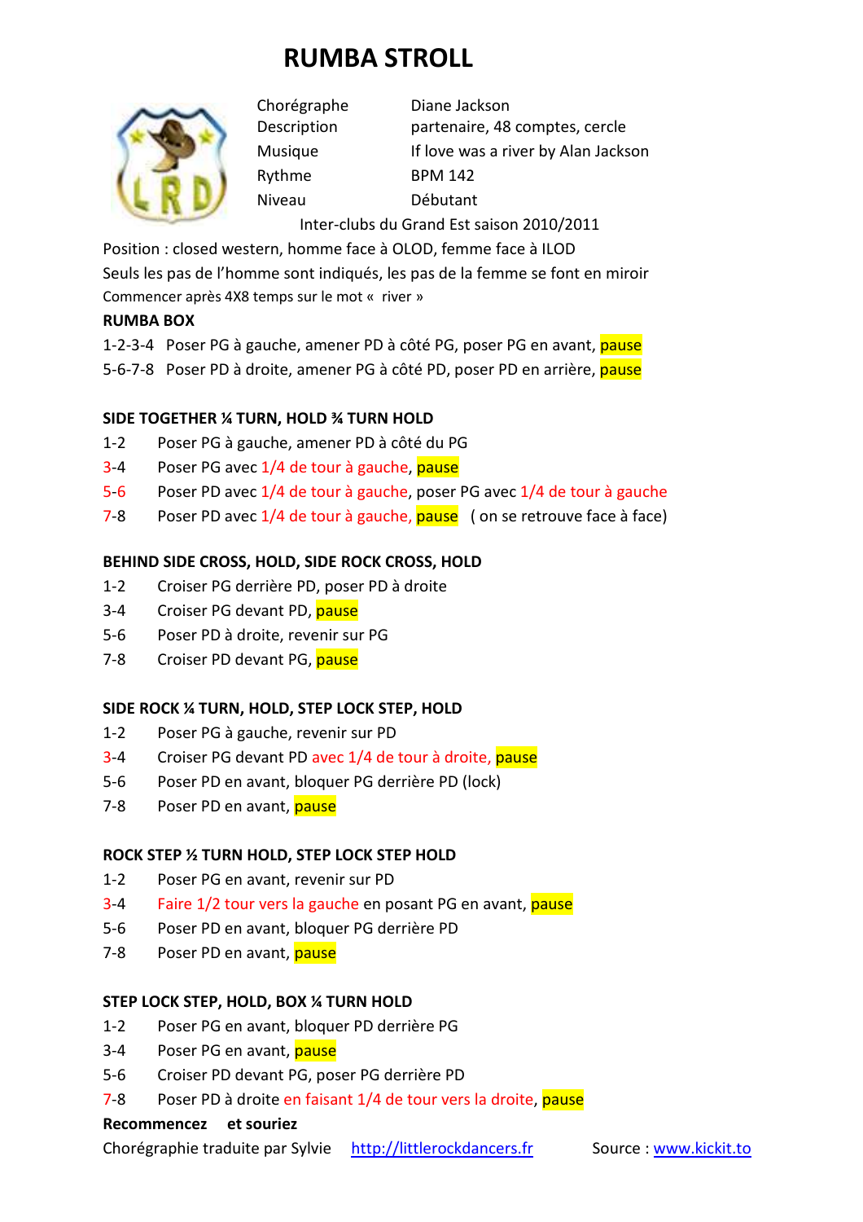# RUMBA STROLL

| | |
|---|---|
| Chorégraphe | Diane Jackson |
| Description | partenaire, 48 comptes, cercle |
| Musique | If love was a river by Alan Jackson |
| Rythme | BPM 142 |
| Niveau | Débutant |

Inter-clubs du Grand Est saison 2010/2011

Position : closed western, homme face à OLOD, femme face à ILOD

Seuls les pas de l'homme sont indiqués, les pas de la femme se font en miroir

Commencer après 4X8 temps sur le mot « river »

**RUMBA BOX**

1-2-3-4 Poser PG à gauche, amener PD à côté PG, poser PG en avant, pause

5-6-7-8 Poser PD à droite, amener PG à côté PD, poser PD en arrière, pause

**SIDE TOGETHER ¼ TURN, HOLD ¾ TURN HOLD**

1-2 Poser PG à gauche, amener PD à côté du PG

3-4 Poser PG avec 1/4 de tour à gauche, pause

5-6 Poser PD avec 1/4 de tour à gauche, poser PG avec 1/4 de tour à gauche

7-8 Poser PD avec 1/4 de tour à gauche, pause ( on se retrouve face à face)

**BEHIND SIDE CROSS, HOLD, SIDE ROCK CROSS, HOLD**

1-2 Croiser PG derrière PD, poser PD à droite

3-4 Croiser PG devant PD, pause

5-6 Poser PD à droite, revenir sur PG

7-8 Croiser PD devant PG, pause

**SIDE ROCK ¼ TURN, HOLD, STEP LOCK STEP, HOLD**

1-2 Poser PG à gauche, revenir sur PD

3-4 Croiser PG devant PD avec 1/4 de tour à droite, pause

5-6 Poser PD en avant, bloquer PG derrière PD (lock)

7-8 Poser PD en avant, pause

**ROCK STEP ½ TURN HOLD, STEP LOCK STEP HOLD**

1-2 Poser PG en avant, revenir sur PD

3-4 Faire 1/2 tour vers la gauche en posant PG en avant, pause

5-6 Poser PD en avant, bloquer PG derrière PD

7-8 Poser PD en avant, pause

**STEP LOCK STEP, HOLD, BOX ¼ TURN HOLD**

1-2 Poser PG en avant, bloquer PD derrière PG

3-4 Poser PG en avant, pause

5-6 Croiser PD devant PG, poser PG derrière PD

7-8 Poser PD à droite en faisant 1/4 de tour vers la droite, pause

**Recommencez et souriez**

Chorégraphie traduite par Sylvie http://littlerockdancers.fr Source : www.kickit.to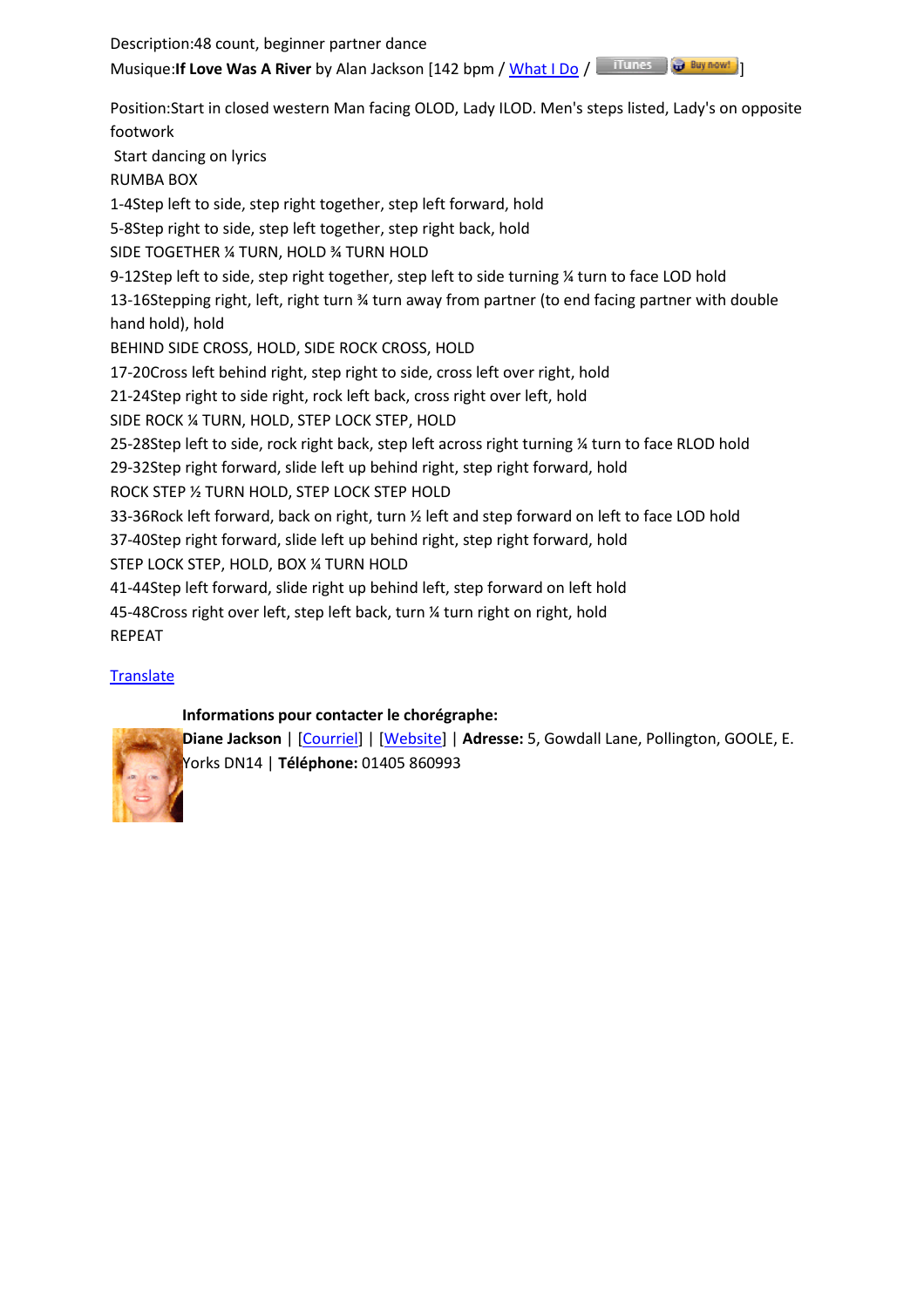Description:48 count, beginner partner dance

Musique:**If Love Was A River** by Alan Jackson [142 bpm / What I Do / iTunes Buy now! ]

Position:Start in closed western Man facing OLOD, Lady ILOD. Men's steps listed, Lady's on opposite footwork

Start dancing on lyrics

RUMBA BOX

1-4Step left to side, step right together, step left forward, hold

5-8Step right to side, step left together, step right back, hold

SIDE TOGETHER ¼ TURN, HOLD ¾ TURN HOLD

9-12Step left to side, step right together, step left to side turning ¼ turn to face LOD hold

13-16Stepping right, left, right turn ¾ turn away from partner (to end facing partner with double hand hold), hold

BEHIND SIDE CROSS, HOLD, SIDE ROCK CROSS, HOLD

17-20Cross left behind right, step right to side, cross left over right, hold

21-24Step right to side right, rock left back, cross right over left, hold

SIDE ROCK ¼ TURN, HOLD, STEP LOCK STEP, HOLD

25-28Step left to side, rock right back, step left across right turning ¼ turn to face RLOD hold

29-32Step right forward, slide left up behind right, step right forward, hold

ROCK STEP ½ TURN HOLD, STEP LOCK STEP HOLD

33-36Rock left forward, back on right, turn ½ left and step forward on left to face LOD hold

37-40Step right forward, slide left up behind right, step right forward, hold

STEP LOCK STEP, HOLD, BOX ¼ TURN HOLD

41-44Step left forward, slide right up behind left, step forward on left hold

45-48Cross right over left, step left back, turn ¼ turn right on right, hold

REPEAT

Translate

**Informations pour contacter le chorégraphe:**

**Diane Jackson** | [Courriel] | [Website] | **Adresse:** 5, Gowdall Lane, Pollington, GOOLE, E. Yorks DN14 | **Téléphone:** 01405 860993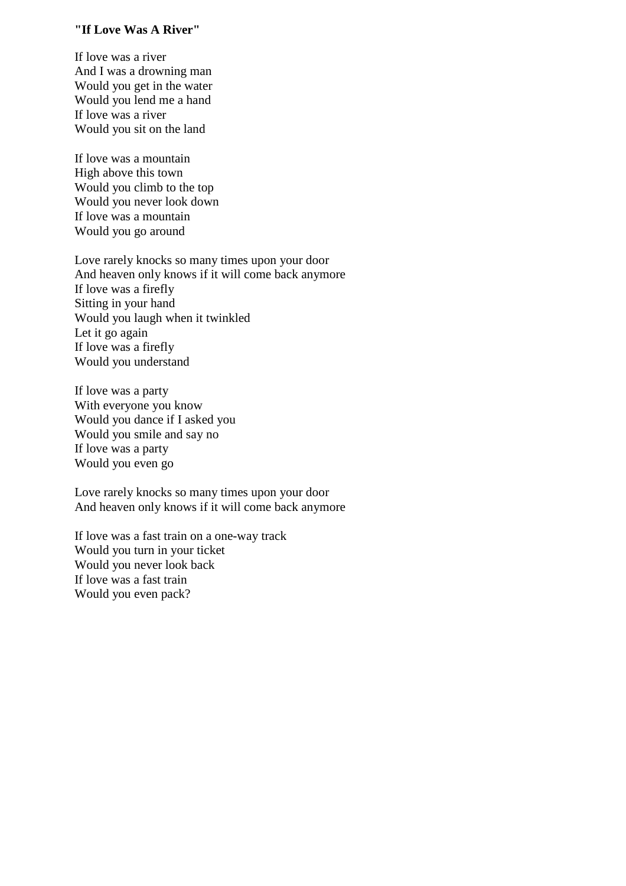**"If Love Was A River"**

If love was a river
And I was a drowning man
Would you get in the water
Would you lend me a hand
If love was a river
Would you sit on the land

If love was a mountain
High above this town
Would you climb to the top
Would you never look down
If love was a mountain
Would you go around

Love rarely knocks so many times upon your door
And heaven only knows if it will come back anymore
If love was a firefly
Sitting in your hand
Would you laugh when it twinkled
Let it go again
If love was a firefly
Would you understand

If love was a party
With everyone you know
Would you dance if I asked you
Would you smile and say no
If love was a party
Would you even go

Love rarely knocks so many times upon your door
And heaven only knows if it will come back anymore

If love was a fast train on a one-way track
Would you turn in your ticket
Would you never look back
If love was a fast train
Would you even pack?